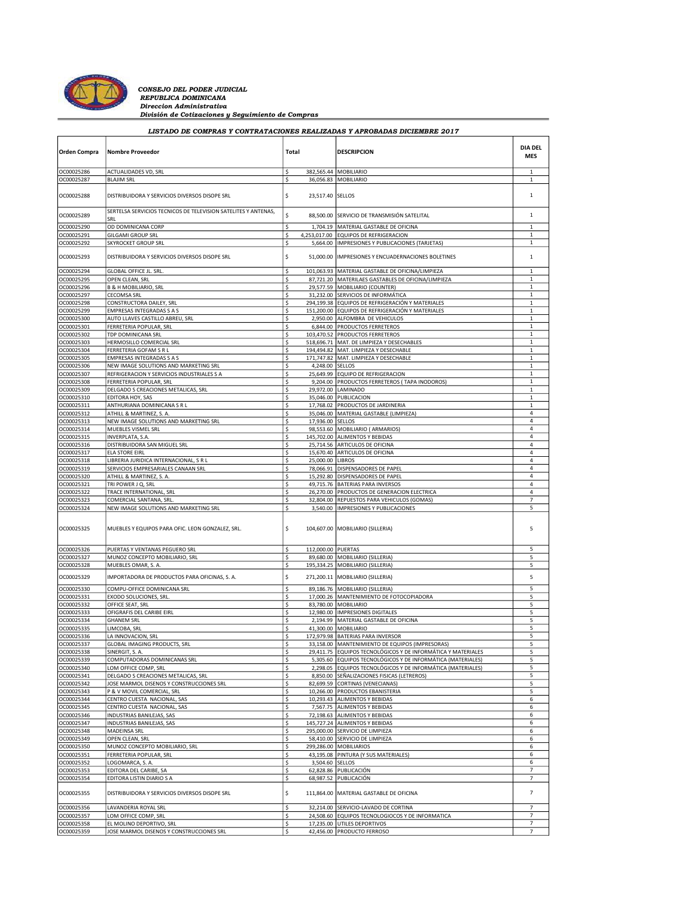*CONSEJO DEL PODER JUDICIAL*
*REPUBLICA DOMINICANA*
*Direccion Administrativa*
*División de Cotizaciones y Seguimiento de Compras*

## *LISTADO DE COMPRAS Y CONTRATACIONES REALIZADAS Y APROBADAS DICIEMBRE 2017*

| Orden Compra | Nombre Proveedor | Total | DESCRIPCION | DIA DEL MES |
|---|---|---|---|---|
| OC00025286 | ACTUALIDADES VD, SRL | $ 382,565.44 | MOBILIARIO | 1 |
| OC00025287 | BLAJIM SRL | $ 36,056.83 | MOBILIARIO | 1 |
| OC00025288 | DISTRIBUIDORA Y SERVICIOS DIVERSOS DISOPE SRL | $ 23,517.40 | SELLOS | 1 |
| OC00025289 | SERTELSA SERVICIOS TECNICOS DE TELEVISION SATELITES Y ANTENAS, SRL | $ 88,500.00 | SERVICIO DE TRANSMISIÓN SATELITAL | 1 |
| OC00025290 | OD DOMINICANA CORP | $ 1,704.19 | MATERIAL GASTABLE DE OFICINA | 1 |
| OC00025291 | GILGAMI GROUP SRL | $ 4,253,017.00 | EQUIPOS DE REFRIGERACION | 1 |
| OC00025292 | SKYROCKET GROUP SRL | $ 5,664.00 | IMPRESIONES Y PUBLICACIONES (TARJETAS) | 1 |
| OC00025293 | DISTRIBUIDORA Y SERVICIOS DIVERSOS DISOPE SRL | $ 51,000.00 | IMPRESIONES Y ENCUADERNACIONES BOLETINES | 1 |
| OC00025294 | GLOBAL OFFICE JL. SRL. | $ 101,063.93 | MATERIAL GASTABLE DE OFICINA/LIMPIEZA | 1 |
| OC00025295 | OPEN CLEAN, SRL | $ 87,721.20 | MATERILAES GASTABLES DE OFICINA/LIMPIEZA | 1 |
| OC00025296 | B & H MOBILIARIO, SRL | $ 29,577.59 | MOBILIARIO (COUNTER) | 1 |
| OC00025297 | CECOMSA SRL | $ 31,232.00 | SERVICIOS DE INFORMÁTICA | 1 |
| OC00025298 | CONSTRUCTORA DAILEY, SRL | $ 294,199.38 | EQUIPOS DE REFRIGERACIÓN Y MATERIALES | 1 |
| OC00025299 | EMPRESAS INTEGRADAS S A S | $ 151,200.00 | EQUIPOS DE REFRIGERACIÓN Y MATERIALES | 1 |
| OC00025300 | AUTO LLAVES CASTILLO ABREU, SRL | $ 2,950.00 | ALFOMBRA DE VEHICULOS | 1 |
| OC00025301 | FERRETERIA POPULAR, SRL | $ 6,844.00 | PRODUCTOS FERRETEROS | 1 |
| OC00025302 | TDP DOMINICANA SRL | $ 103,470.52 | PRODUCTOS FERRETEROS | 1 |
| OC00025303 | HERMOSILLO COMERCIAL SRL | $ 518,696.71 | MAT. DE LIMPIEZA Y DESECHABLES | 1 |
| OC00025304 | FERRETERIA GOFAM S R L | $ 194,494.82 | MAT. LIMPIEZA Y DESECHABLE | 1 |
| OC00025305 | EMPRESAS INTEGRADAS S A S | $ 171,747.82 | MAT. LIMPIEZA Y DESECHABLE | 1 |
| OC00025306 | NEW IMAGE SOLUTIONS AND MARKETING SRL | $ 4,248.00 | SELLOS | 1 |
| OC00025307 | REFRIGERACION Y SERVICIOS INDUSTRIALES S A | $ 25,649.99 | EQUIPO DE REFRIGERACION | 1 |
| OC00025308 | FERRETERIA POPULAR, SRL | $ 9,204.00 | PRODUCTOS FERRETEROS ( TAPA INODOROS) | 1 |
| OC00025309 | DELGADO S CREACIONES METALICAS, SRL | $ 29,972.00 | LAMINADO | 1 |
| OC00025310 | EDITORA HOY, SAS | $ 35,046.00 | PUBLICACION | 1 |
| OC00025311 | ANTHURIANA DOMINICANA S R L | $ 17,768.02 | PRODUCTOS DE JARDINERIA | 1 |
| OC00025312 | ATHILL & MARTINEZ, S. A. | $ 35,046.00 | MATERIAL GASTABLE (LIMPIEZA) | 4 |
| OC00025313 | NEW IMAGE SOLUTIONS AND MARKETING SRL | $ 17,936.00 | SELLOS | 4 |
| OC00025314 | MUEBLES VISMEL SRL | $ 98,553.60 | MOBILIARIO ( ARMARIOS) | 4 |
| OC00025315 | INVERPLATA, S.A. | $ 145,702.00 | ALIMENTOS Y BEBIDAS | 4 |
| OC00025316 | DISTRIBUIDORA SAN MIGUEL SRL | $ 25,714.56 | ARTICULOS DE OFICINA | 4 |
| OC00025317 | ELA STORE EIRL | $ 15,670.40 | ARTICULOS DE OFICINA | 4 |
| OC00025318 | LIBRERIA JURIDICA INTERNACIONAL, S R L | $ 25,000.00 | LIBROS | 4 |
| OC00025319 | SERVICIOS EMPRESARIALES CANAAN SRL | $ 78,066.91 | DISPENSADORES DE PAPEL | 4 |
| OC00025320 | ATHILL & MARTINEZ, S. A. | $ 15,292.80 | DISPENSADORES DE PAPEL | 4 |
| OC00025321 | TRI POWER J Q, SRL | $ 49,715.76 | BATERIAS PARA INVERSOS | 4 |
| OC00025322 | TRACE INTERNATIONAL, SRL | $ 26,270.00 | PRODUCTOS DE GENERACION ELECTRICA | 4 |
| OC00025323 | COMERCIAL SANTANA, SRL. | $ 32,804.00 | REPUESTOS PARA VEHICULOS (GOMAS) | 7 |
| OC00025324 | NEW IMAGE SOLUTIONS AND MARKETING SRL | $ 3,540.00 | IMPRESIONES Y PUBLICACIONES | 5 |
| OC00025325 | MUEBLES Y EQUIPOS PARA OFIC. LEON GONZALEZ, SRL. | $ 104,607.00 | MOBILIARIO (SILLERIA) | 5 |
| OC00025326 | PUERTAS Y VENTANAS PEGUERO SRL | $ 112,000.00 | PUERTAS | 5 |
| OC00025327 | MUNOZ CONCEPTO MOBILIARIO, SRL | $ 89,680.00 | MOBILIARIO (SILLERIA) | 5 |
| OC00025328 | MUEBLES OMAR, S. A. | $ 195,334.25 | MOBILIARIO (SILLERIA) | 5 |
| OC00025329 | IMPORTADORA DE PRODUCTOS PARA OFICINAS, S. A. | $ 271,200.11 | MOBILIARIO (SILLERIA) | 5 |
| OC00025330 | COMPU-OFFICE DOMINICANA SRL | $ 89,186.76 | MOBILIARIO (SILLERIA) | 5 |
| OC00025331 | EXODO SOLUCIONES, SRL. | $ 17,000.26 | MANTENIMIENTO DE FOTOCOPIADORA | 5 |
| OC00025332 | OFFICE SEAT, SRL | $ 83,780.00 | MOBILIARIO | 5 |
| OC00025333 | OFIGRAFIS DEL CARIBE EIRL | $ 12,980.00 | IMPRESIONES DIGITALES | 5 |
| OC00025334 | GHANEM SRL | $ 2,194.99 | MATERIAL GASTABLE DE OFICINA | 5 |
| OC00025335 | LIMCOBA, SRL | $ 41,300.00 | MOBILIARIO | 5 |
| OC00025336 | LA INNOVACION, SRL | $ 172,979.98 | BATERIAS PARA INVERSOR | 5 |
| OC00025337 | GLOBAL IMAGING PRODUCTS, SRL | $ 33,158.00 | MANTENIMIENTO DE EQUIPOS (IMPRESORAS) | 5 |
| OC00025338 | SINERGIT, S. A. | $ 29,411.75 | EQUIPOS TECNOLÓGICOS Y DE INFORMÁTICA Y MATERIALES | 5 |
| OC00025339 | COMPUTADORAS DOMINICANAS SRL | $ 5,305.60 | EQUIPOS TECNOLÓGICOS Y DE INFORMÁTICA (MATERIALES) | 5 |
| OC00025340 | LOM OFFICE COMP, SRL | $ 2,298.05 | EQUIPOS TECNOLÓGICOS Y DE INFORMÁTICA (MATERIALES) | 5 |
| OC00025341 | DELGADO S CREACIONES METALICAS, SRL | $ 8,850.00 | SEÑALIZACIONES FISICAS (LETREROS) | 5 |
| OC00025342 | JOSE MARMOL DISENOS Y CONSTRUCCIONES SRL | $ 82,699.59 | CORTINAS (VENECIANAS) | 5 |
| OC00025343 | P & V MOVIL COMERCIAL, SRL | $ 10,266.00 | PRODUCTOS EBANISTERIA | 5 |
| OC00025344 | CENTRO CUESTA NACIONAL, SAS | $ 10,293.43 | ALIMENTOS Y BEBIDAS | 6 |
| OC00025345 | CENTRO CUESTA NACIONAL, SAS | $ 7,567.75 | ALIMENTOS Y BEBIDAS | 6 |
| OC00025346 | INDUSTRIAS BANILEJAS, SAS | $ 72,198.63 | ALIMENTOS Y BEBIDAS | 6 |
| OC00025347 | INDUSTRIAS BANILEJAS, SAS | $ 145,727.24 | ALIMENTOS Y BEBIDAS | 6 |
| OC00025348 | MADEINSA SRL | $ 295,000.00 | SERVICIO DE LIMPIEZA | 6 |
| OC00025349 | OPEN CLEAN, SRL | $ 58,410.00 | SERVICIO DE LIMPIEZA | 6 |
| OC00025350 | MUNOZ CONCEPTO MOBILIARIO, SRL | $ 299,286.00 | MOBILIARIOS | 6 |
| OC00025351 | FERRETERIA POPULAR, SRL | $ 43,195.08 | PINTURA (Y SUS MATERIALES) | 6 |
| OC00025352 | LOGOMARCA, S. A. | $ 3,504.60 | SELLOS | 6 |
| OC00025353 | EDITORA DEL CARIBE, SA | $ 62,828.86 | PUBLICACIÓN | 7 |
| OC00025354 | EDITORA LISTIN DIARIO S A | $ 68,987.52 | PUBLICACIÓN | 7 |
| OC00025355 | DISTRIBUIDORA Y SERVICIOS DIVERSOS DISOPE SRL | $ 111,864.00 | MATERIAL GASTABLE DE OFICINA | 7 |
| OC00025356 | LAVANDERIA ROYAL SRL | $ 32,214.00 | SERVICIO-LAVADO DE CORTINA | 7 |
| OC00025357 | LOM OFFICE COMP, SRL | $ 24,508.60 | EQUIPOS TECNOLOGIOCOS Y DE INFORMATICA | 7 |
| OC00025358 | EL MOLINO DEPORTIVO, SRL | $ 17,235.00 | UTILES DEPORTIVOS | 7 |
| OC00025359 | JOSE MARMOL DISENOS Y CONSTRUCCIONES SRL | $ 42,456.00 | PRODUCTO FERROSO | 7 |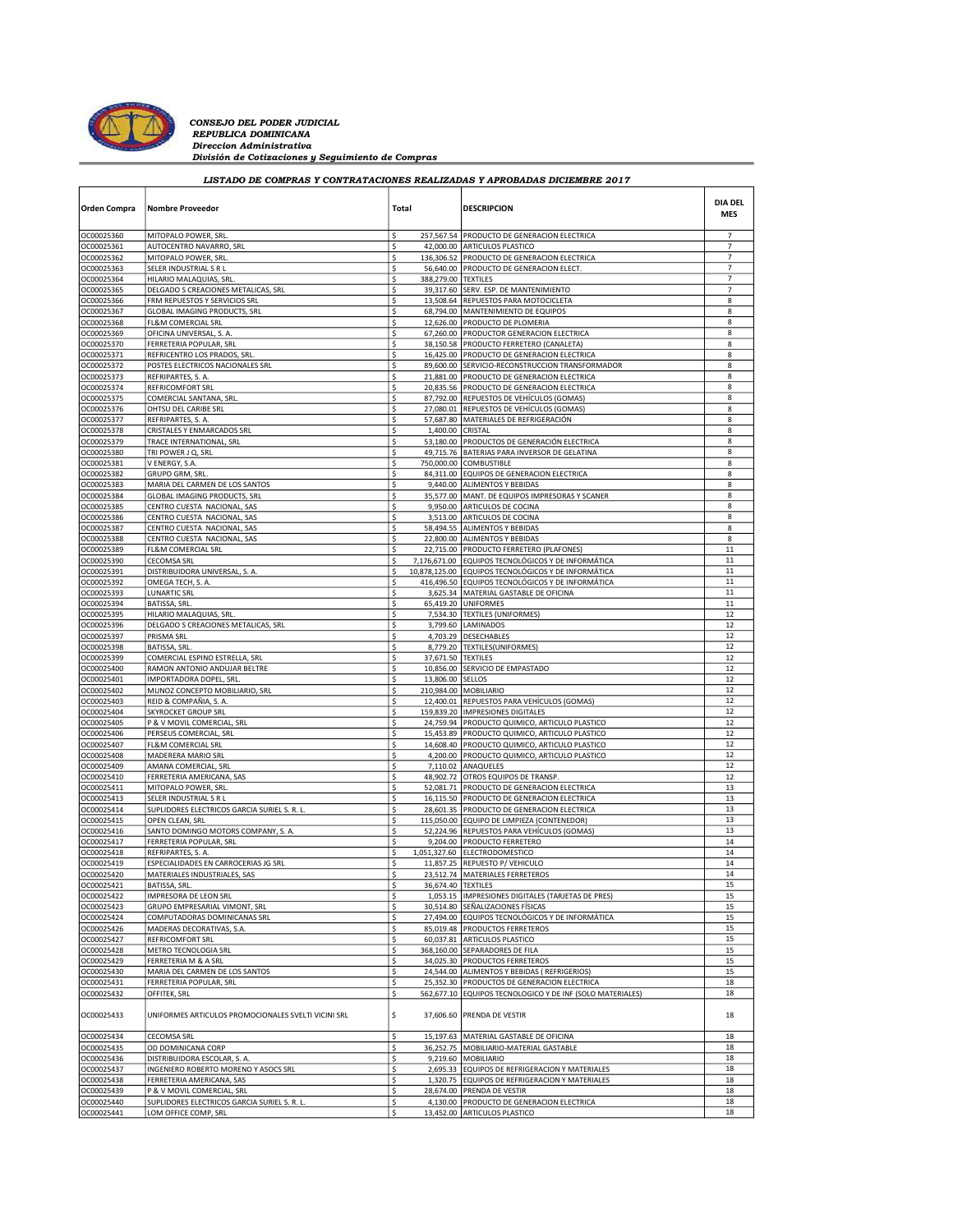***CONSEJO DEL PODER JUDICIAL***
***REPUBLICA DOMINICANA***
***Direccion Administrativa***
***División de Cotizaciones y Seguimiento de Compras***

***LISTADO DE COMPRAS Y CONTRATACIONES REALIZADAS Y APROBADAS DICIEMBRE 2017***

| Orden Compra | Nombre Proveedor | Total | DESCRIPCION | DIA DEL MES |
|---|---|---|---|---|
| OC00025360 | MITOPALO POWER, SRL. | $ 257,567.54 | PRODUCTO DE GENERACION ELECTRICA | 7 |
| OC00025361 | AUTOCENTRO NAVARRO, SRL | $ 42,000.00 | ARTICULOS PLASTICO | 7 |
| OC00025362 | MITOPALO POWER, SRL. | $ 136,306.52 | PRODUCTO DE GENERACION ELECTRICA | 7 |
| OC00025363 | SELER INDUSTRIAL S R L | $ 56,640.00 | PRODUCTO DE GENERACION ELECT. | 7 |
| OC00025364 | HILARIO MALAQUIAS, SRL. | $ 388,279.00 | TEXTILES | 7 |
| OC00025365 | DELGADO S CREACIONES METALICAS, SRL | $ 39,317.60 | SERV. ESP. DE MANTENIMIENTO | 7 |
| OC00025366 | FRM REPUESTOS Y SERVICIOS SRL | $ 13,508.64 | REPUESTOS PARA MOTOCICLETA | 8 |
| OC00025367 | GLOBAL IMAGING PRODUCTS, SRL | $ 68,794.00 | MANTENIMIENTO DE EQUIPOS | 8 |
| OC00025368 | FL&M COMERCIAL SRL | $ 12,626.00 | PRODUCTO DE PLOMERIA | 8 |
| OC00025369 | OFICINA UNIVERSAL, S. A. | $ 67,260.00 | PRODUCTOR GENERACION ELECTRICA | 8 |
| OC00025370 | FERRETERIA POPULAR, SRL | $ 38,150.58 | PRODUCTO FERRETERO (CANALETA) | 8 |
| OC00025371 | REFRICENTRO LOS PRADOS, SRL. | $ 16,425.00 | PRODUCTO DE GENERACION ELECTRICA | 8 |
| OC00025372 | POSTES ELECTRICOS NACIONALES SRL | $ 89,600.00 | SERVICIO-RECONSTRUCCION TRANSFORMADOR | 8 |
| OC00025373 | REFRIPARTES, S. A. | $ 21,881.00 | PRODUCTO DE GENERACION ELECTRICA | 8 |
| OC00025374 | REFRICOMFORT SRL | $ 20,835.56 | PRODUCTO DE GENERACION ELECTRICA | 8 |
| OC00025375 | COMERCIAL SANTANA, SRL. | $ 87,792.00 | REPUESTOS DE VEHÍCULOS (GOMAS) | 8 |
| OC00025376 | OHTSU DEL CARIBE SRL | $ 27,080.01 | REPUESTOS DE VEHÍCULOS (GOMAS) | 8 |
| OC00025377 | REFRIPARTES, S. A. | $ 57,687.80 | MATERIALES DE REFRIGERACIÓN | 8 |
| OC00025378 | CRISTALES Y ENMARCADOS SRL | $ 1,400.00 | CRISTAL | 8 |
| OC00025379 | TRACE INTERNATIONAL, SRL | $ 53,180.00 | PRODUCTOS DE GENERACIÓN ELECTRICA | 8 |
| OC00025380 | TRI POWER J Q, SRL | $ 49,715.76 | BATERIAS PARA INVERSOR DE GELATINA | 8 |
| OC00025381 | V ENERGY, S.A. | $ 750,000.00 | COMBUSTIBLE | 8 |
| OC00025382 | GRUPO GRM, SRL. | $ 84,311.00 | EQUIPOS DE GENERACION ELECTRICA | 8 |
| OC00025383 | MARIA DEL CARMEN DE LOS SANTOS | $ 9,440.00 | ALIMENTOS Y BEBIDAS | 8 |
| OC00025384 | GLOBAL IMAGING PRODUCTS, SRL | $ 35,577.00 | MANT. DE EQUIPOS IMPRESORAS Y SCANER | 8 |
| OC00025385 | CENTRO CUESTA NACIONAL, SAS | $ 9,950.00 | ARTICULOS DE COCINA | 8 |
| OC00025386 | CENTRO CUESTA NACIONAL, SAS | $ 3,513.00 | ARTICULOS DE COCINA | 8 |
| OC00025387 | CENTRO CUESTA NACIONAL, SAS | $ 58,494.55 | ALIMENTOS Y BEBIDAS | 8 |
| OC00025388 | CENTRO CUESTA NACIONAL, SAS | $ 22,800.00 | ALIMENTOS Y BEBIDAS | 8 |
| OC00025389 | FL&M COMERCIAL SRL | $ 22,715.00 | PRODUCTO FERRETERO (PLAFONES) | 11 |
| OC00025390 | CECOMSA SRL | $ 7,176,671.00 | EQUIPOS TECNOLÓGICOS Y DE INFORMÁTICA | 11 |
| OC00025391 | DISTRIBUIDORA UNIVERSAL, S. A. | $ 10,878,125.00 | EQUIPOS TECNOLÓGICOS Y DE INFORMÁTICA | 11 |
| OC00025392 | OMEGA TECH, S. A. | $ 416,496.50 | EQUIPOS TECNOLÓGICOS Y DE INFORMÁTICA | 11 |
| OC00025393 | LUNARTIC SRL | $ 3,625.34 | MATERIAL GASTABLE DE OFICINA | 11 |
| OC00025394 | BATISSA, SRL. | $ 65,419.20 | UNIFORMES | 11 |
| OC00025395 | HILARIO MALAQUIAS, SRL. | $ 7,534.30 | TEXTILES (UNIFORMES) | 12 |
| OC00025396 | DELGADO S CREACIONES METALICAS, SRL | $ 3,799.60 | LAMINADOS | 12 |
| OC00025397 | PRISMA SRL | $ 4,703.29 | DESECHABLES | 12 |
| OC00025398 | BATISSA, SRL. | $ 8,779.20 | TEXTILES(UNIFORMES) | 12 |
| OC00025399 | COMERCIAL ESPINO ESTRELLA, SRL | $ 37,671.50 | TEXTILES | 12 |
| OC00025400 | RAMON ANTONIO ANDUJAR BELTRE | $ 10,856.00 | SERVICIO DE EMPASTADO | 12 |
| OC00025401 | IMPORTADORA DOPEL, SRL. | $ 13,806.00 | SELLOS | 12 |
| OC00025402 | MUNOZ CONCEPTO MOBILIARIO, SRL | $ 210,984.00 | MOBILIARIO | 12 |
| OC00025403 | REID & COMPAÑIA, S. A. | $ 12,400.01 | REPUESTOS PARA VEHÍCULOS (GOMAS) | 12 |
| OC00025404 | SKYROCKET GROUP SRL | $ 159,839.20 | IMPRESIONES DIGITALES | 12 |
| OC00025405 | P & V MOVIL COMERCIAL, SRL | $ 24,759.94 | PRODUCTO QUIMICO, ARTICULO PLASTICO | 12 |
| OC00025406 | PERSEUS COMERCIAL, SRL | $ 15,453.89 | PRODUCTO QUIMICO, ARTICULO PLASTICO | 12 |
| OC00025407 | FL&M COMERCIAL SRL | $ 14,608.40 | PRODUCTO QUIMICO, ARTICULO PLASTICO | 12 |
| OC00025408 | MADERERA MARIO SRL | $ 4,200.00 | PRODUCTO QUIMICO, ARTICULO PLASTICO | 12 |
| OC00025409 | AMANA COMERCIAL, SRL | $ 7,110.02 | ANAQUELES | 12 |
| OC00025410 | FERRETERIA AMERICANA, SAS | $ 48,902.72 | OTROS EQUIPOS DE TRANSP. | 12 |
| OC00025411 | MITOPALO POWER, SRL. | $ 52,081.71 | PRODUCTO DE GENERACION ELECTRICA | 13 |
| OC00025413 | SELER INDUSTRIAL S R L | $ 16,115.50 | PRODUCTO DE GENERACION ELECTRICA | 13 |
| OC00025414 | SUPLIDORES ELECTRICOS GARCIA SURIEL S. R. L. | $ 28,601.35 | PRODUCTO DE GENERACION ELECTRICA | 13 |
| OC00025415 | OPEN CLEAN, SRL | $ 115,050.00 | EQUIPO DE LIMPIEZA (CONTENEDOR) | 13 |
| OC00025416 | SANTO DOMINGO MOTORS COMPANY, S. A. | $ 52,224.96 | REPUESTOS PARA VEHÍCULOS (GOMAS) | 13 |
| OC00025417 | FERRETERIA POPULAR, SRL | $ 9,204.00 | PRODUCTO FERRETERO | 14 |
| OC00025418 | REFRIPARTES, S. A. | $ 1,051,327.60 | ELECTRODOMESTICO | 14 |
| OC00025419 | ESPECIALIDADES EN CARROCERIAS JG SRL | $ 11,857.25 | REPUESTO P/ VEHICULO | 14 |
| OC00025420 | MATERIALES INDUSTRIALES, SAS | $ 23,512.74 | MATERIALES FERRETEROS | 14 |
| OC00025421 | BATISSA, SRL. | $ 36,674.40 | TEXTILES | 15 |
| OC00025422 | IMPRESORA DE LEON SRL | $ 1,053.15 | IMPRESIONES DIGITALES (TARJETAS DE PRES) | 15 |
| OC00025423 | GRUPO EMPRESARIAL VIMONT, SRL | $ 30,514.80 | SEÑALIZACIONES FÍSICAS | 15 |
| OC00025424 | COMPUTADORAS DOMINICANAS SRL | $ 27,494.00 | EQUIPOS TECNOLÓGICOS Y DE INFORMÁTICA | 15 |
| OC00025426 | MADERAS DECORATIVAS, S.A. | $ 85,019.48 | PRODUCTOS FERRETEROS | 15 |
| OC00025427 | REFRICOMFORT SRL | $ 60,037.81 | ARTICULOS PLASTICO | 15 |
| OC00025428 | METRO TECNOLOGIA SRL | $ 368,160.00 | SEPARADORES DE FILA | 15 |
| OC00025429 | FERRETERIA M & A SRL | $ 34,025.30 | PRODUCTOS FERRETEROS | 15 |
| OC00025430 | MARIA DEL CARMEN DE LOS SANTOS | $ 24,544.00 | ALIMENTOS Y BEBIDAS ( REFRIGERIOS) | 15 |
| OC00025431 | FERRETERIA POPULAR, SRL | $ 25,352.30 | PRODUCTOS DE GENERACION ELECTRICA | 18 |
| OC00025432 | OFFITEK, SRL | $ 562,677.10 | EQUIPOS TECNOLOGICO Y DE INF (SOLO MATERIALES) | 18 |
| OC00025433 | UNIFORMES ARTICULOS PROMOCIONALES SVELTI VICINI SRL | $ 37,606.60 | PRENDA DE VESTIR | 18 |
| OC00025434 | CECOMSA SRL | $ 15,197.63 | MATERIAL GASTABLE DE OFICINA | 18 |
| OC00025435 | OD DOMINICANA CORP | $ 36,252.75 | MOBILIARIO-MATERIAL GASTABLE | 18 |
| OC00025436 | DISTRIBUIDORA ESCOLAR, S. A. | $ 9,219.60 | MOBILIARIO | 18 |
| OC00025437 | INGENIERO ROBERTO MORENO Y ASOCS SRL | $ 2,695.33 | EQUIPOS DE REFRIGERACION Y MATERIALES | 18 |
| OC00025438 | FERRETERIA AMERICANA, SAS | $ 1,320.75 | EQUIPOS DE REFRIGERACION Y MATERIALES | 18 |
| OC00025439 | P & V MOVIL COMERCIAL, SRL | $ 28,674.00 | PRENDA DE VESTIR | 18 |
| OC00025440 | SUPLIDORES ELECTRICOS GARCIA SURIEL S. R. L. | $ 4,130.00 | PRODUCTO DE GENERACION ELECTRICA | 18 |
| OC00025441 | LOM OFFICE COMP, SRL | $ 13,452.00 | ARTICULOS PLASTICO | 18 |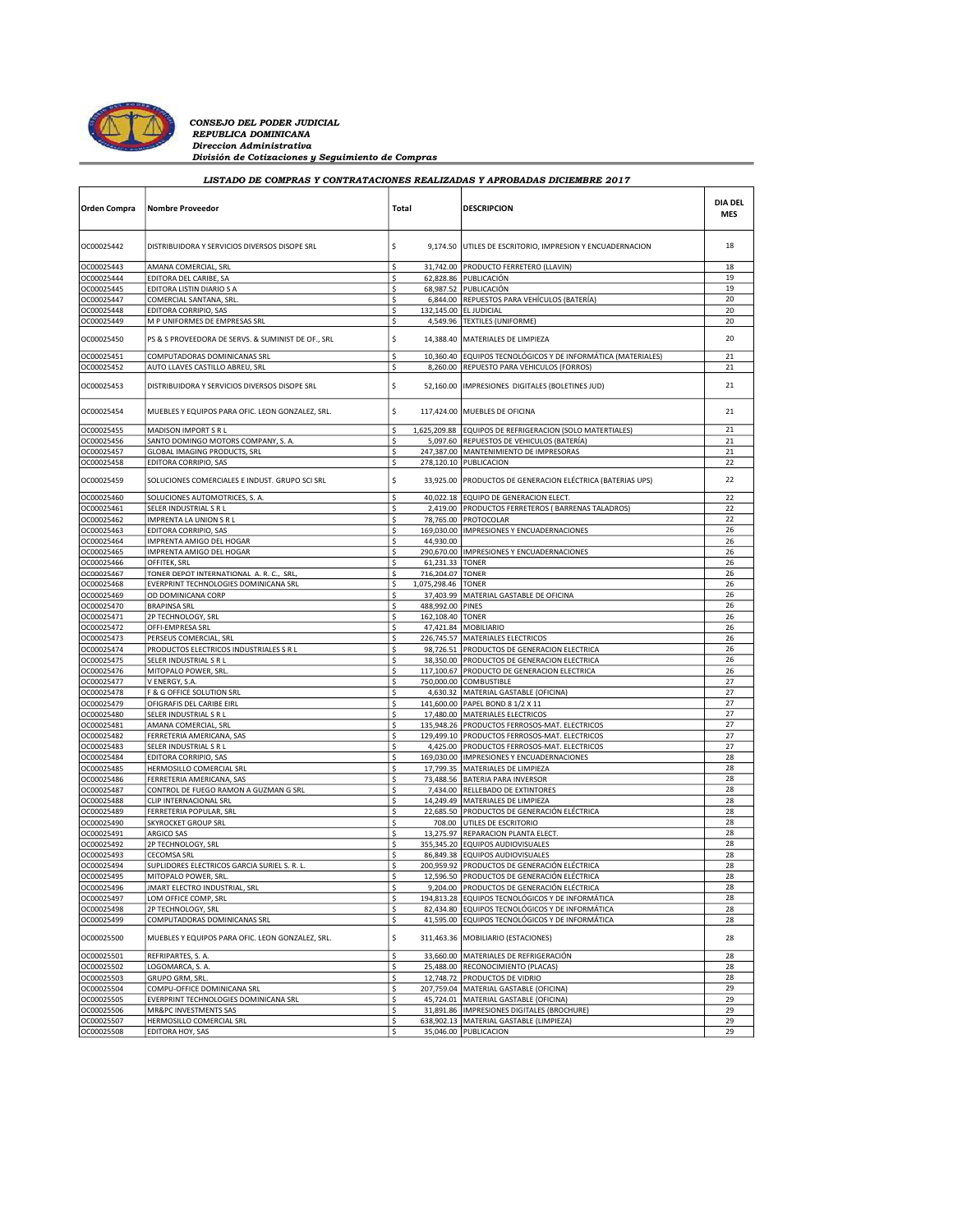*CONSEJO DEL PODER JUDICIAL*
*REPUBLICA DOMINICANA*
*Direccion Administrativa*
*División de Cotizaciones y Seguimiento de Compras*

***LISTADO DE COMPRAS Y CONTRATACIONES REALIZADAS Y APROBADAS DICIEMBRE 2017***

| Orden Compra | Nombre Proveedor | Total | DESCRIPCION | DIA DEL MES |
|---|---|---|---|---|
| OC00025442 | DISTRIBUIDORA Y SERVICIOS DIVERSOS DISOPE SRL | $ 9,174.50 | UTILES DE ESCRITORIO, IMPRESION Y ENCUADERNACION | 18 |
| OC00025443 | AMANA COMERCIAL, SRL | $ 31,742.00 | PRODUCTO FERRETERO (LLAVIN) | 18 |
| OC00025444 | EDITORA DEL CARIBE, SA | $ 62,828.86 | PUBLICACIÓN | 19 |
| OC00025445 | EDITORA LISTIN DIARIO S A | $ 68,987.52 | PUBLICACIÓN | 19 |
| OC00025447 | COMERCIAL SANTANA, SRL. | $ 6,844.00 | REPUESTOS PARA VEHÍCULOS (BATERÍA) | 20 |
| OC00025448 | EDITORA CORRIPIO, SAS | $ 132,145.00 | EL JUDICIAL | 20 |
| OC00025449 | M P UNIFORMES DE EMPRESAS SRL | $ 4,549.96 | TEXTILES (UNIFORME) | 20 |
| OC00025450 | PS & S PROVEEDORA DE SERVS. & SUMINIST DE OF., SRL | $ 14,388.40 | MATERIALES DE LIMPIEZA | 20 |
| OC00025451 | COMPUTADORAS DOMINICANAS SRL | $ 10,360.40 | EQUIPOS TECNOLÓGICOS Y DE INFORMÁTICA (MATERIALES) | 21 |
| OC00025452 | AUTO LLAVES CASTILLO ABREU, SRL | $ 8,260.00 | REPUESTO PARA VEHICULOS (FORROS) | 21 |
| OC00025453 | DISTRIBUIDORA Y SERVICIOS DIVERSOS DISOPE SRL | $ 52,160.00 | IMPRESIONES DIGITALES (BOLETINES JUD) | 21 |
| OC00025454 | MUEBLES Y EQUIPOS PARA OFIC. LEON GONZALEZ, SRL. | $ 117,424.00 | MUEBLES DE OFICINA | 21 |
| OC00025455 | MADISON IMPORT S R L | $ 1,625,209.88 | EQUIPOS DE REFRIGERACION (SOLO MATERTIALES) | 21 |
| OC00025456 | SANTO DOMINGO MOTORS COMPANY, S. A. | $ 5,097.60 | REPUESTOS DE VEHICULOS (BATERÍA) | 21 |
| OC00025457 | GLOBAL IMAGING PRODUCTS, SRL | $ 247,387.00 | MANTENIMIENTO DE IMPRESORAS | 21 |
| OC00025458 | EDITORA CORRIPIO, SAS | $ 278,120.10 | PUBLICACION | 22 |
| OC00025459 | SOLUCIONES COMERCIALES E INDUST. GRUPO SCI SRL | $ 33,925.00 | PRODUCTOS DE GENERACION ELÉCTRICA (BATERIAS UPS) | 22 |
| OC00025460 | SOLUCIONES AUTOMOTRICES, S. A. | $ 40,022.18 | EQUIPO DE GENERACION ELECT. | 22 |
| OC00025461 | SELER INDUSTRIAL S R L | $ 2,419.00 | PRODUCTOS FERRETEROS ( BARRENAS TALADROS) | 22 |
| OC00025462 | IMPRENTA LA UNION S R L | $ 78,765.00 | PROTOCOLAR | 22 |
| OC00025463 | EDITORA CORRIPIO, SAS | $ 169,030.00 | IMPRESIONES Y ENCUADERNACIONES | 26 |
| OC00025464 | IMPRENTA AMIGO DEL HOGAR | $ 44,930.00 | | 26 |
| OC00025465 | IMPRENTA AMIGO DEL HOGAR | $ 290,670.00 | IMPRESIONES Y ENCUADERNACIONES | 26 |
| OC00025466 | OFFITEK, SRL | $ 61,231.33 | TONER | 26 |
| OC00025467 | TONER DEPOT INTERNATIONAL A. R. C., SRL, | $ 716,204.07 | TONER | 26 |
| OC00025468 | EVERPRINT TECHNOLOGIES DOMINICANA SRL | $ 1,075,298.46 | TONER | 26 |
| OC00025469 | OD DOMINICANA CORP | $ 37,403.99 | MATERIAL GASTABLE DE OFICINA | 26 |
| OC00025470 | BRAPINSA SRL | $ 488,992.00 | PINES | 26 |
| OC00025471 | 2P TECHNOLOGY, SRL | $ 162,108.40 | TONER | 26 |
| OC00025472 | OFFI-EMPRESA SRL | $ 47,421.84 | MOBILIARIO | 26 |
| OC00025473 | PERSEUS COMERCIAL, SRL | $ 226,745.57 | MATERIALES ELECTRICOS | 26 |
| OC00025474 | PRODUCTOS ELECTRICOS INDUSTRIALES S R L | $ 98,726.51 | PRODUCTOS DE GENERACION ELECTRICA | 26 |
| OC00025475 | SELER INDUSTRIAL S R L | $ 38,350.00 | PRODUCTOS DE GENERACION ELECTRICA | 26 |
| OC00025476 | MITOPALO POWER, SRL. | $ 117,100.67 | PRODUCTO DE GENERACION ELECTRICA | 26 |
| OC00025477 | V ENERGY, S.A. | $ 750,000.00 | COMBUSTIBLE | 27 |
| OC00025478 | F & G OFFICE SOLUTION SRL | $ 4,630.32 | MATERIAL GASTABLE (OFICINA) | 27 |
| OC00025479 | OFIGRAFIS DEL CARIBE EIRL | $ 141,600.00 | PAPEL BOND 8 1/2 X 11 | 27 |
| OC00025480 | SELER INDUSTRIAL S R L | $ 17,480.00 | MATERIALES ELECTRICOS | 27 |
| OC00025481 | AMANA COMERCIAL, SRL | $ 135,948.26 | PRODUCTOS FERROSOS-MAT. ELECTRICOS | 27 |
| OC00025482 | FERRETERIA AMERICANA, SAS | $ 129,499.10 | PRODUCTOS FERROSOS-MAT. ELECTRICOS | 27 |
| OC00025483 | SELER INDUSTRIAL S R L | $ 4,425.00 | PRODUCTOS FERROSOS-MAT. ELECTRICOS | 27 |
| OC00025484 | EDITORA CORRIPIO, SAS | $ 169,030.00 | IMPRESIONES Y ENCUADERNACIONES | 28 |
| OC00025485 | HERMOSILLO COMERCIAL SRL | $ 17,799.35 | MATERIALES DE LIMPIEZA | 28 |
| OC00025486 | FERRETERIA AMERICANA, SAS | $ 73,488.56 | BATERIA PARA INVERSOR | 28 |
| OC00025487 | CONTROL DE FUEGO RAMON A GUZMAN G SRL | $ 7,434.00 | RELLEBADO DE EXTINTORES | 28 |
| OC00025488 | CLIP INTERNACIONAL SRL | $ 14,249.49 | MATERIALES DE LIMPIEZA | 28 |
| OC00025489 | FERRETERIA POPULAR, SRL | $ 22,685.50 | PRODUCTOS DE GENERACIÓN ELÉCTRICA | 28 |
| OC00025490 | SKYROCKET GROUP SRL | $ 708.00 | UTILES DE ESCRITORIO | 28 |
| OC00025491 | ARGICO SAS | $ 13,275.97 | REPARACION PLANTA ELECT. | 28 |
| OC00025492 | 2P TECHNOLOGY, SRL | $ 355,345.20 | EQUIPOS AUDIOVISUALES | 28 |
| OC00025493 | CECOMSA SRL | $ 86,849.38 | EQUIPOS AUDIOVISUALES | 28 |
| OC00025494 | SUPLIDORES ELECTRICOS GARCIA SURIEL S. R. L. | $ 200,959.92 | PRODUCTOS DE GENERACIÓN ELÉCTRICA | 28 |
| OC00025495 | MITOPALO POWER, SRL. | $ 12,596.50 | PRODUCTOS DE GENERACIÓN ELÉCTRICA | 28 |
| OC00025496 | JMART ELECTRO INDUSTRIAL, SRL | $ 9,204.00 | PRODUCTOS DE GENERACIÓN ELÉCTRICA | 28 |
| OC00025497 | LOM OFFICE COMP, SRL | $ 194,813.28 | EQUIPOS TECNOLÓGICOS Y DE INFORMÁTICA | 28 |
| OC00025498 | 2P TECHNOLOGY, SRL | $ 82,434.80 | EQUIPOS TECNOLÓGICOS Y DE INFORMÁTICA | 28 |
| OC00025499 | COMPUTADORAS DOMINICANAS SRL | $ 41,595.00 | EQUIPOS TECNOLÓGICOS Y DE INFORMÁTICA | 28 |
| OC00025500 | MUEBLES Y EQUIPOS PARA OFIC. LEON GONZALEZ, SRL. | $ 311,463.36 | MOBILIARIO (ESTACIONES) | 28 |
| OC00025501 | REFRIPARTES, S. A. | $ 33,660.00 | MATERIALES DE REFRIGERACIÓN | 28 |
| OC00025502 | LOGOMARCA, S. A. | $ 25,488.00 | RECONOCIMIENTO (PLACAS) | 28 |
| OC00025503 | GRUPO GRM, SRL. | $ 12,748.72 | PRODUCTOS DE VIDRIO | 28 |
| OC00025504 | COMPU-OFFICE DOMINICANA SRL | $ 207,759.04 | MATERIAL GASTABLE (OFICINA) | 29 |
| OC00025505 | EVERPRINT TECHNOLOGIES DOMINICANA SRL | $ 45,724.01 | MATERIAL GASTABLE (OFICINA) | 29 |
| OC00025506 | MR&PC INVESTMENTS SAS | $ 31,891.86 | IMPRESIONES DIGITALES (BROCHURE) | 29 |
| OC00025507 | HERMOSILLO COMERCIAL SRL | $ 638,902.13 | MATERIAL GASTABLE (LIMPIEZA) | 29 |
| OC00025508 | EDITORA HOY, SAS | $ 35,046.00 | PUBLICACION | 29 |